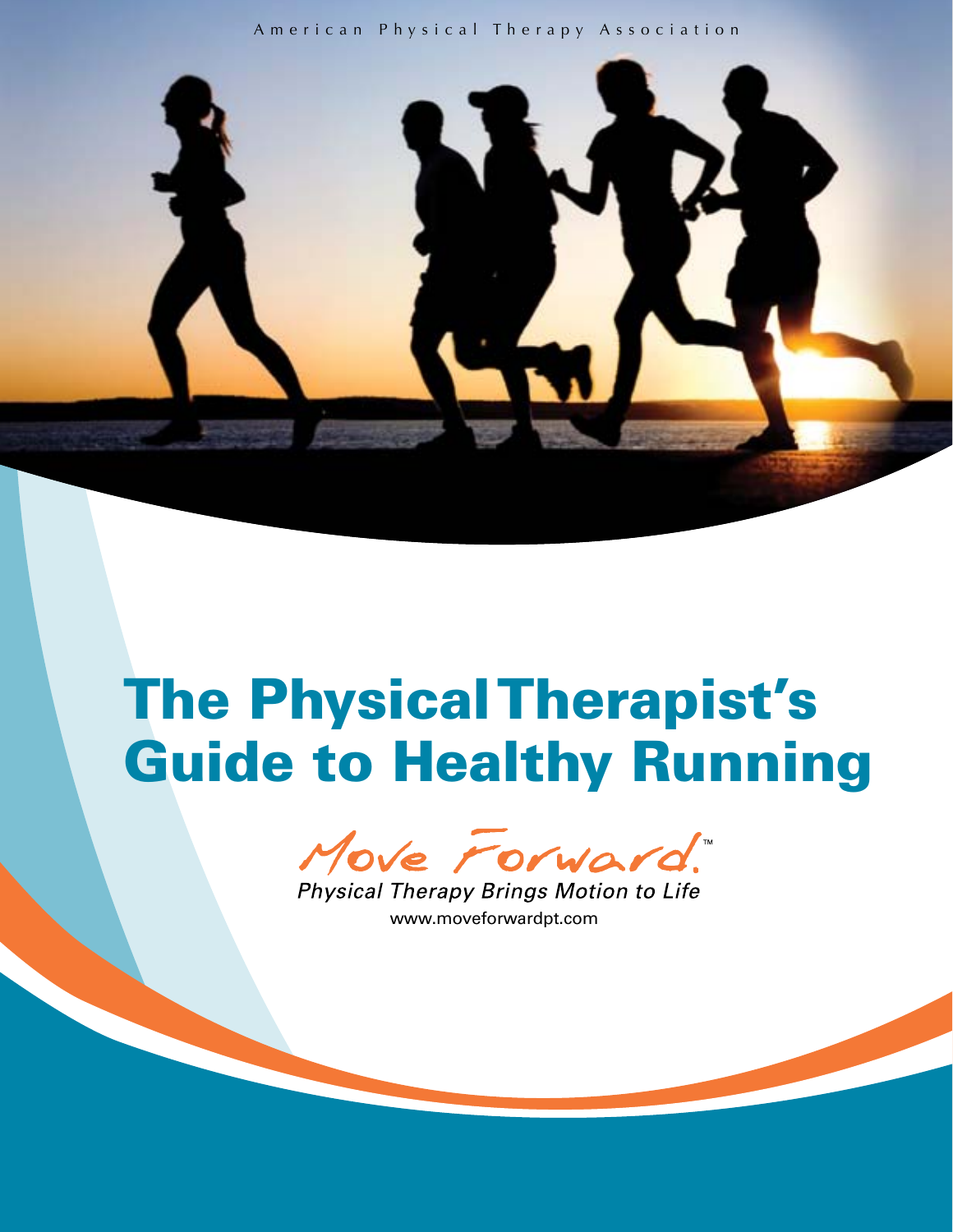American Physical Therapy Association

# The Physical Therapist's Guide to Healthy Running

Move Forward.™

*Physical Therapy Brings Motion to Life*

www.moveforwardpt.com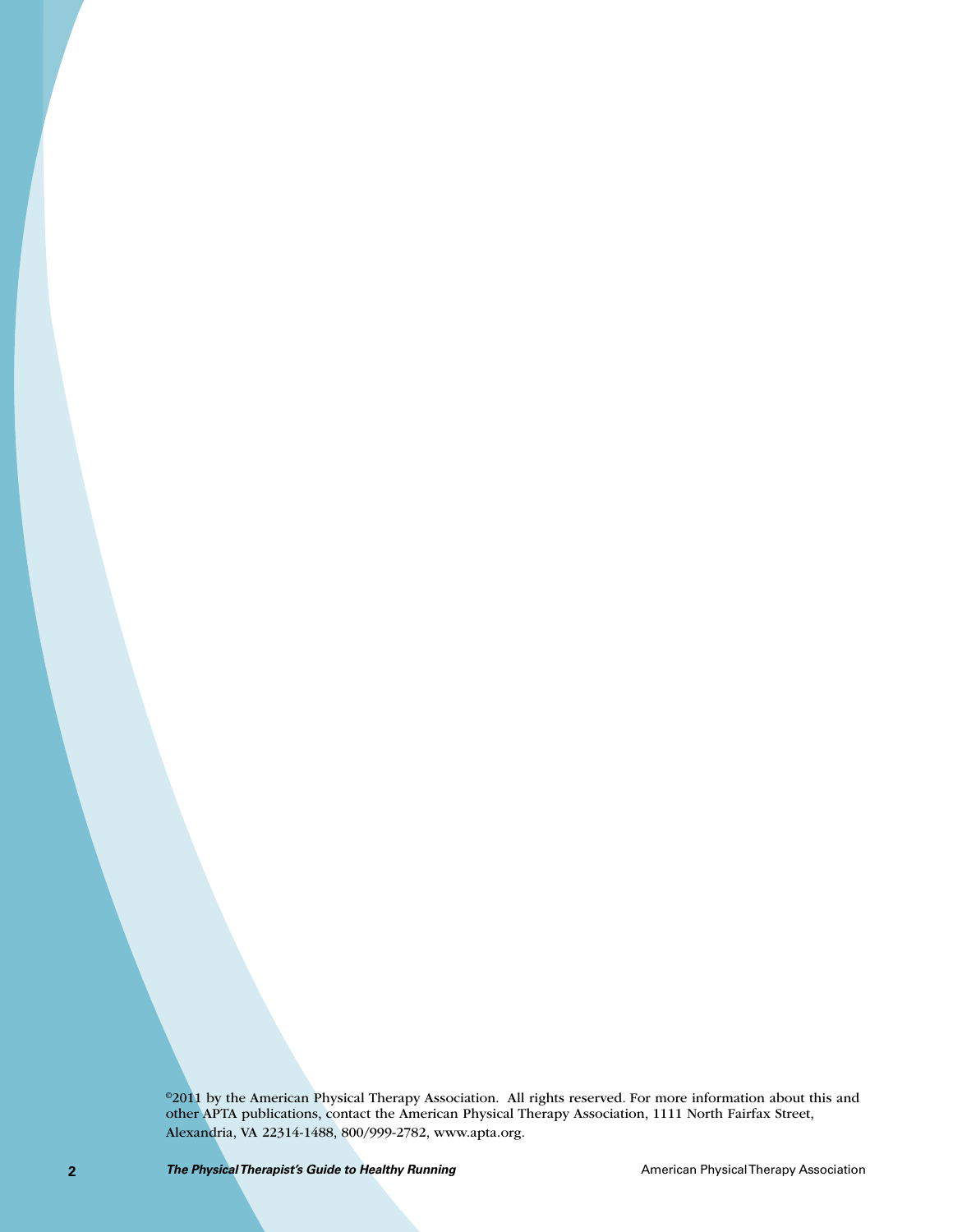©2011 by the American Physical Therapy Association. All rights reserved. For more information about this and other APTA publications, contact the American Physical Therapy Association, 1111 North Fairfax Street, Alexandria, VA 22314-1488, 800/999-2782, www.apta.org.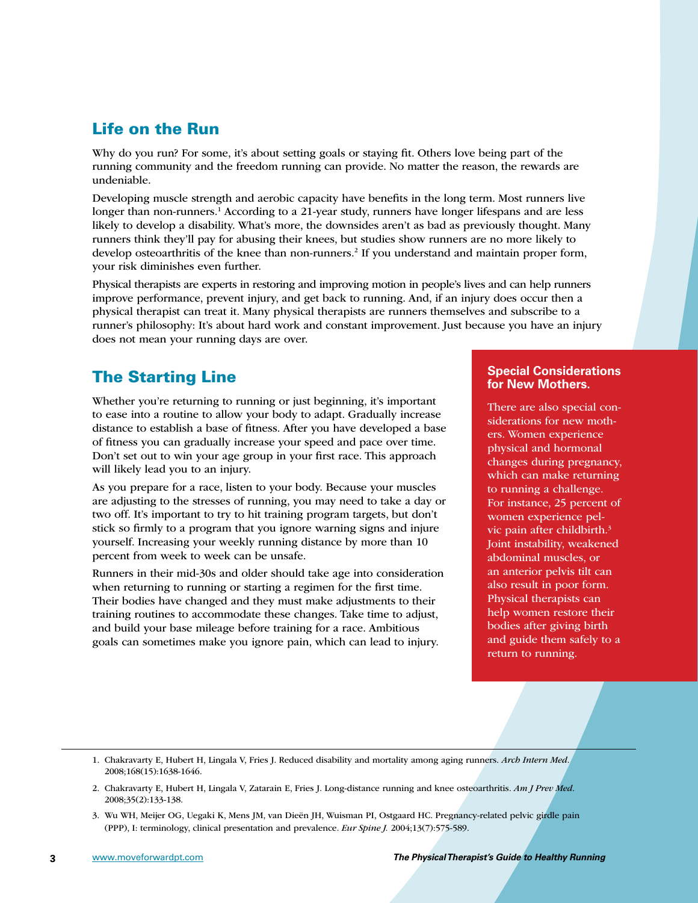## Life on the Run

Why do you run? For some, it's about setting goals or staying fit. Others love being part of the running community and the freedom running can provide. No matter the reason, the rewards are undeniable.

Developing muscle strength and aerobic capacity have benefits in the long term. Most runners live longer than non-runners.[1] According to a 21-year study, runners have longer lifespans and are less likely to develop a disability. What's more, the downsides aren't as bad as previously thought. Many runners think they'll pay for abusing their knees, but studies show runners are no more likely to develop osteoarthritis of the knee than non-runners.[2] If you understand and maintain proper form, your risk diminishes even further.

Physical therapists are experts in restoring and improving motion in people's lives and can help runners improve performance, prevent injury, and get back to running. And, if an injury does occur then a physical therapist can treat it. Many physical therapists are runners themselves and subscribe to a runner's philosophy: It's about hard work and constant improvement. Just because you have an injury does not mean your running days are over.

## The Starting Line

Whether you're returning to running or just beginning, it's important to ease into a routine to allow your body to adapt. Gradually increase distance to establish a base of fitness. After you have developed a base of fitness you can gradually increase your speed and pace over time. Don't set out to win your age group in your first race. This approach will likely lead you to an injury.

As you prepare for a race, listen to your body. Because your muscles are adjusting to the stresses of running, you may need to take a day or two off. It's important to try to hit training program targets, but don't stick so firmly to a program that you ignore warning signs and injure yourself. Increasing your weekly running distance by more than 10 percent from week to week can be unsafe.

Runners in their mid-30s and older should take age into consideration when returning to running or starting a regimen for the first time. Their bodies have changed and they must make adjustments to their training routines to accommodate these changes. Take time to adjust, and build your base mileage before training for a race. Ambitious goals can sometimes make you ignore pain, which can lead to injury.

### Special Considerations for New Mothers.

There are also special considerations for new mothers. Women experience physical and hormonal changes during pregnancy, which can make returning to running a challenge. For instance, 25 percent of women experience pelvic pain after childbirth.[3] Joint instability, weakened abdominal muscles, or an anterior pelvis tilt can also result in poor form. Physical therapists can help women restore their bodies after giving birth and guide them safely to a return to running.

---

1. Chakravarty E, Hubert H, Lingala V, Fries J. Reduced disability and mortality among aging runners. *Arch Intern Med*. 2008;168(15):1638-1646.
2. Chakravarty E, Hubert H, Lingala V, Zatarain E, Fries J. Long-distance running and knee osteoarthritis. *Am J Prev Med*. 2008;35(2):133-138.
3. Wu WH, Meijer OG, Uegaki K, Mens JM, van Dieën JH, Wuisman PI, Ostgaard HC. Pregnancy-related pelvic girdle pain (PPP), I: terminology, clinical presentation and prevalence. *Eur Spine J*. 2004;13(7):575-589.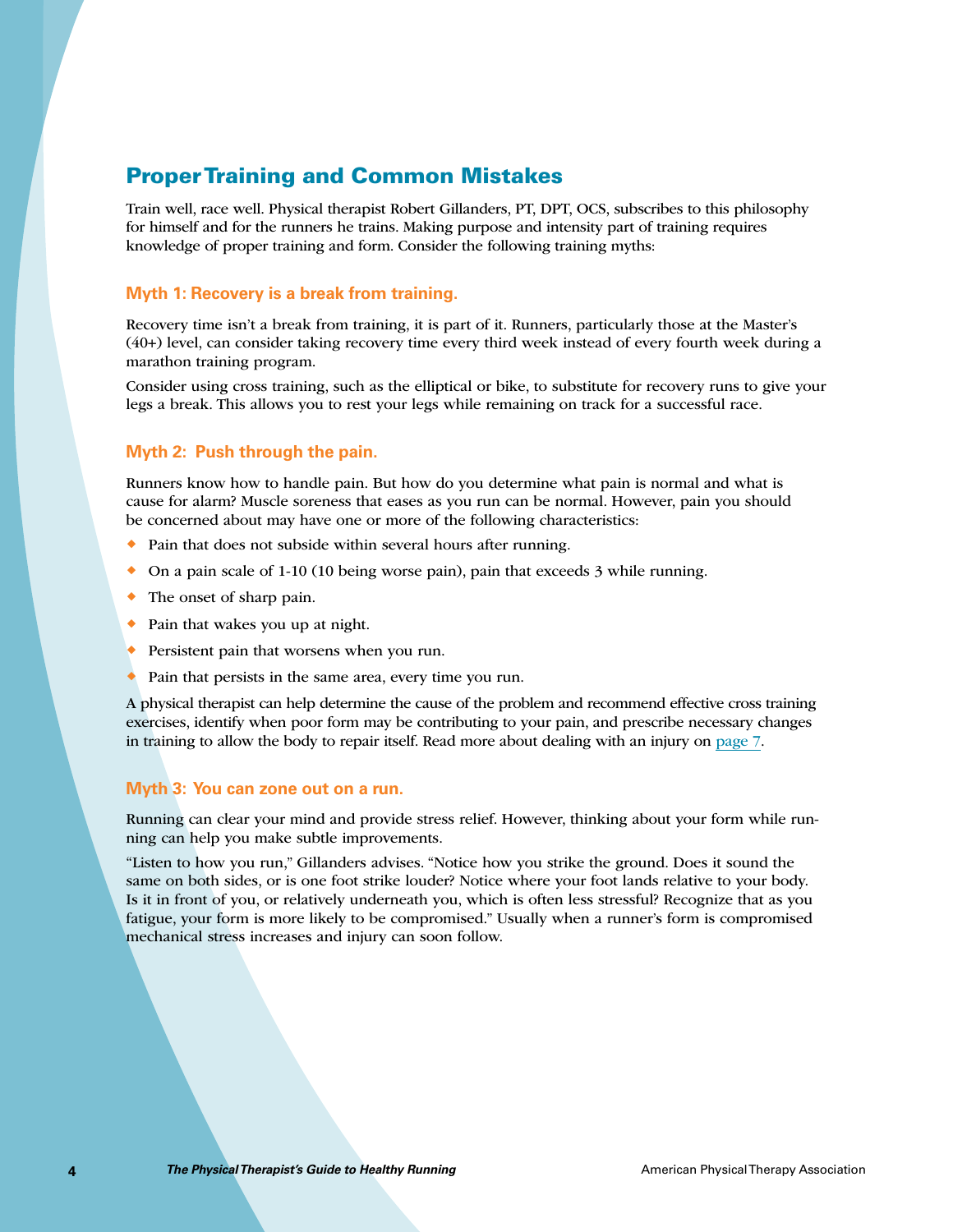## Proper Training and Common Mistakes

Train well, race well. Physical therapist Robert Gillanders, PT, DPT, OCS, subscribes to this philosophy for himself and for the runners he trains. Making purpose and intensity part of training requires knowledge of proper training and form. Consider the following training myths:

### Myth 1: Recovery is a break from training.

Recovery time isn't a break from training, it is part of it. Runners, particularly those at the Master's (40+) level, can consider taking recovery time every third week instead of every fourth week during a marathon training program.

Consider using cross training, such as the elliptical or bike, to substitute for recovery runs to give your legs a break. This allows you to rest your legs while remaining on track for a successful race.

### Myth 2: Push through the pain.

Runners know how to handle pain. But how do you determine what pain is normal and what is cause for alarm? Muscle soreness that eases as you run can be normal. However, pain you should be concerned about may have one or more of the following characteristics:

- Pain that does not subside within several hours after running.
- On a pain scale of 1-10 (10 being worse pain), pain that exceeds 3 while running.
- The onset of sharp pain.
- Pain that wakes you up at night.
- Persistent pain that worsens when you run.
- Pain that persists in the same area, every time you run.

A physical therapist can help determine the cause of the problem and recommend effective cross training exercises, identify when poor form may be contributing to your pain, and prescribe necessary changes in training to allow the body to repair itself. Read more about dealing with an injury on page 7.

### Myth 3: You can zone out on a run.

Running can clear your mind and provide stress relief. However, thinking about your form while running can help you make subtle improvements.

"Listen to how you run," Gillanders advises. "Notice how you strike the ground. Does it sound the same on both sides, or is one foot strike louder? Notice where your foot lands relative to your body. Is it in front of you, or relatively underneath you, which is often less stressful? Recognize that as you fatigue, your form is more likely to be compromised." Usually when a runner's form is compromised mechanical stress increases and injury can soon follow.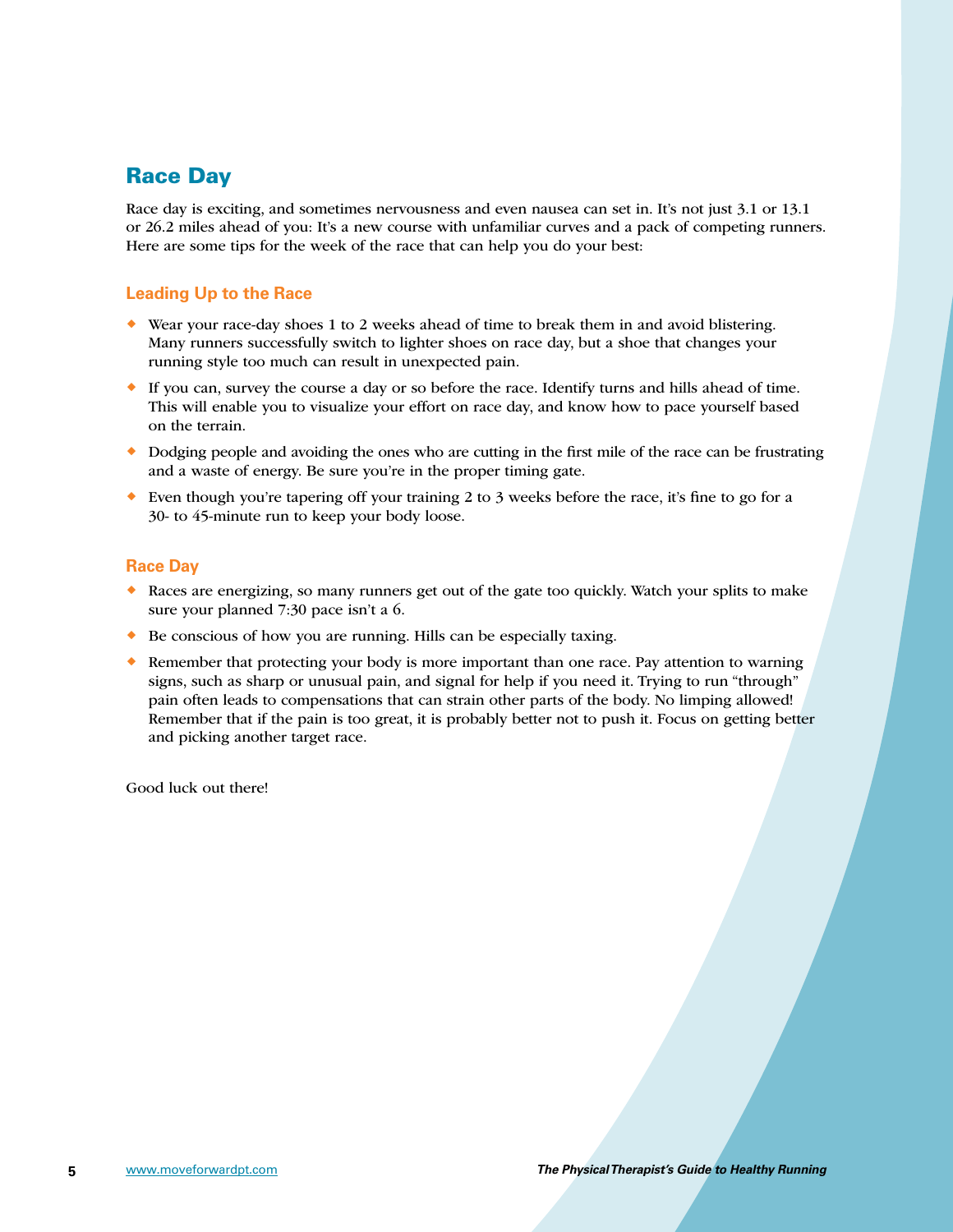## Race Day

Race day is exciting, and sometimes nervousness and even nausea can set in. It's not just 3.1 or 13.1 or 26.2 miles ahead of you: It's a new course with unfamiliar curves and a pack of competing runners. Here are some tips for the week of the race that can help you do your best:

### Leading Up to the Race

- Wear your race-day shoes 1 to 2 weeks ahead of time to break them in and avoid blistering. Many runners successfully switch to lighter shoes on race day, but a shoe that changes your running style too much can result in unexpected pain.
- If you can, survey the course a day or so before the race. Identify turns and hills ahead of time. This will enable you to visualize your effort on race day, and know how to pace yourself based on the terrain.
- Dodging people and avoiding the ones who are cutting in the first mile of the race can be frustrating and a waste of energy. Be sure you're in the proper timing gate.
- Even though you're tapering off your training 2 to 3 weeks before the race, it's fine to go for a 30- to 45-minute run to keep your body loose.

### Race Day

- Races are energizing, so many runners get out of the gate too quickly. Watch your splits to make sure your planned 7:30 pace isn't a 6.
- Be conscious of how you are running. Hills can be especially taxing.
- Remember that protecting your body is more important than one race. Pay attention to warning signs, such as sharp or unusual pain, and signal for help if you need it. Trying to run "through" pain often leads to compensations that can strain other parts of the body. No limping allowed! Remember that if the pain is too great, it is probably better not to push it. Focus on getting better and picking another target race.

Good luck out there!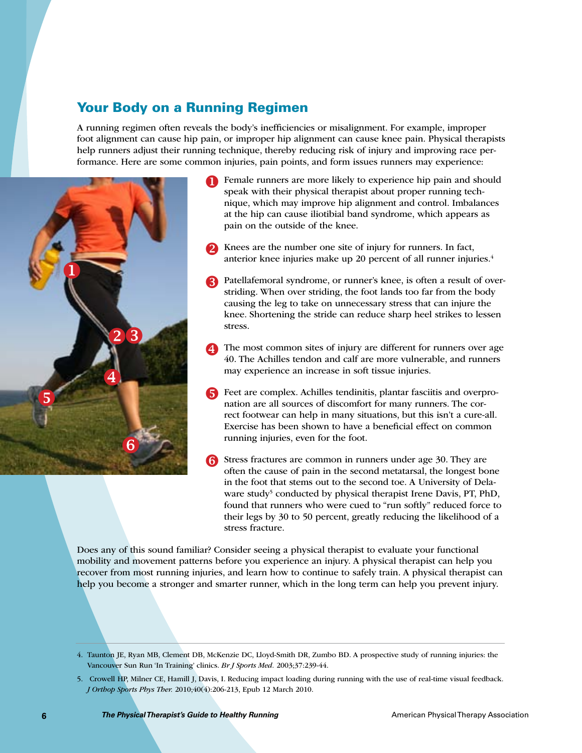## Your Body on a Running Regimen

A running regimen often reveals the body's inefficiencies or misalignment. For example, improper foot alignment can cause hip pain, or improper hip alignment can cause knee pain. Physical therapists help runners adjust their running technique, thereby reducing risk of injury and improving race performance. Here are some common injuries, pain points, and form issues runners may experience:

1. Female runners are more likely to experience hip pain and should speak with their physical therapist about proper running technique, which may improve hip alignment and control. Imbalances at the hip can cause iliotibial band syndrome, which appears as pain on the outside of the knee.

2. Knees are the number one site of injury for runners. In fact, anterior knee injuries make up 20 percent of all runner injuries.[4]

3. Patellafemoral syndrome, or runner's knee, is often a result of over-striding. When over striding, the foot lands too far from the body causing the leg to take on unnecessary stress that can injure the knee. Shortening the stride can reduce sharp heel strikes to lessen stress.

4. The most common sites of injury are different for runners over age 40. The Achilles tendon and calf are more vulnerable, and runners may experience an increase in soft tissue injuries.

5. Feet are complex. Achilles tendinitis, plantar fasciitis and overpronation are all sources of discomfort for many runners. The correct footwear can help in many situations, but this isn't a cure-all. Exercise has been shown to have a beneficial effect on common running injuries, even for the foot.

6. Stress fractures are common in runners under age 30. They are often the cause of pain in the second metatarsal, the longest bone in the foot that stems out to the second toe. A University of Delaware study[5] conducted by physical therapist Irene Davis, PT, PhD, found that runners who were cued to "run softly" reduced force to their legs by 30 to 50 percent, greatly reducing the likelihood of a stress fracture.

Does any of this sound familiar? Consider seeing a physical therapist to evaluate your functional mobility and movement patterns before you experience an injury. A physical therapist can help you recover from most running injuries, and learn how to continue to safely train. A physical therapist can help you become a stronger and smarter runner, which in the long term can help you prevent injury.

---

4. Taunton JE, Ryan MB, Clement DB, McKenzie DC, Lloyd-Smith DR, Zumbo BD. A prospective study of running injuries: the Vancouver Sun Run 'In Training' clinics. *Br J Sports Med.* 2003;37:239-44.

5. Crowell HP, Milner CE, Hamill J, Davis, I. Reducing impact loading during running with the use of real-time visual feedback. *J Orthop Sports Phys Ther.* 2010;40(4):206-213, Epub 12 March 2010.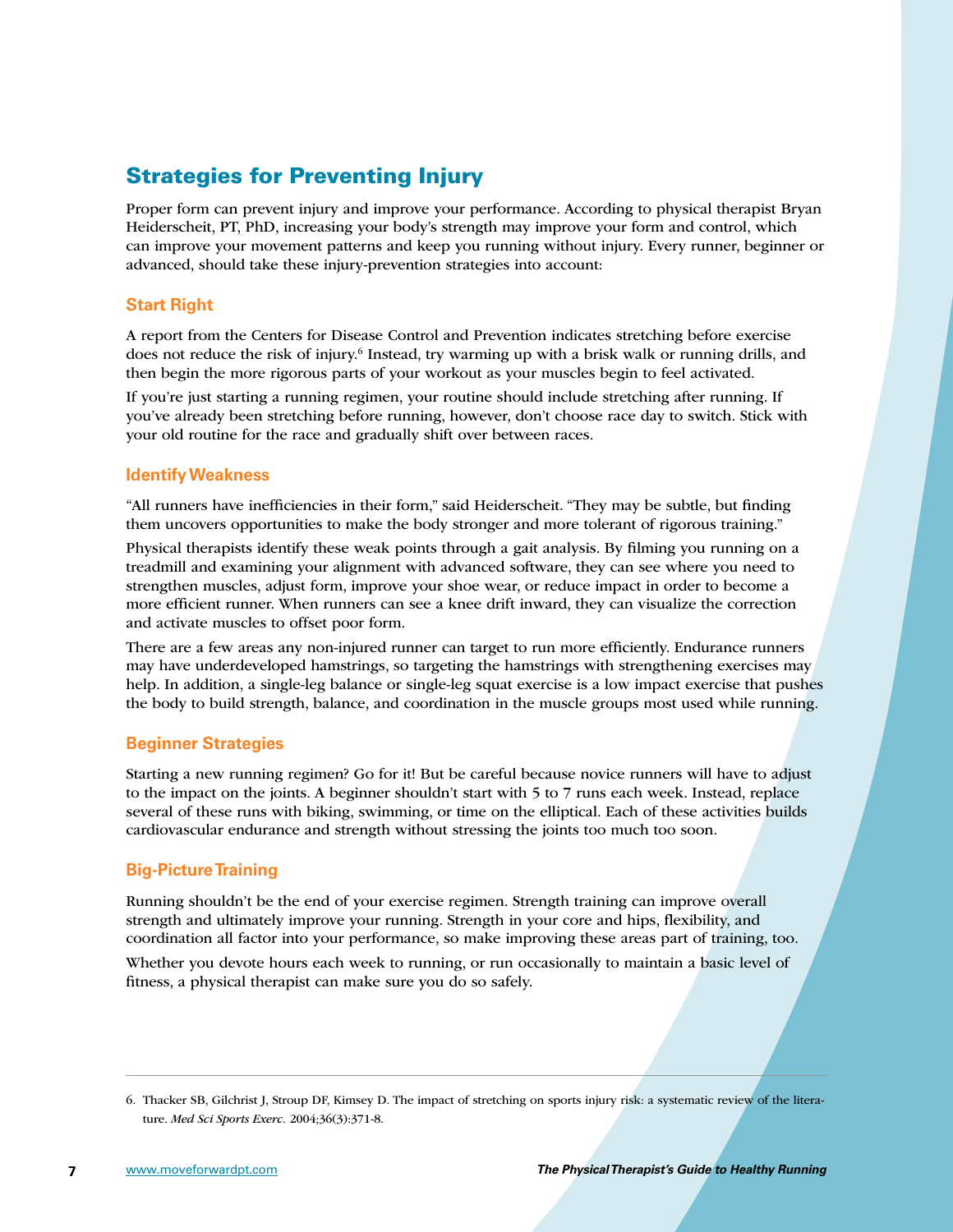## Strategies for Preventing Injury

Proper form can prevent injury and improve your performance. According to physical therapist Bryan Heiderscheit, PT, PhD, increasing your body's strength may improve your form and control, which can improve your movement patterns and keep you running without injury. Every runner, beginner or advanced, should take these injury-prevention strategies into account:

### Start Right

A report from the Centers for Disease Control and Prevention indicates stretching before exercise does not reduce the risk of injury.[6] Instead, try warming up with a brisk walk or running drills, and then begin the more rigorous parts of your workout as your muscles begin to feel activated.

If you're just starting a running regimen, your routine should include stretching after running. If you've already been stretching before running, however, don't choose race day to switch. Stick with your old routine for the race and gradually shift over between races.

### Identify Weakness

"All runners have inefficiencies in their form," said Heiderscheit. "They may be subtle, but finding them uncovers opportunities to make the body stronger and more tolerant of rigorous training."

Physical therapists identify these weak points through a gait analysis. By filming you running on a treadmill and examining your alignment with advanced software, they can see where you need to strengthen muscles, adjust form, improve your shoe wear, or reduce impact in order to become a more efficient runner. When runners can see a knee drift inward, they can visualize the correction and activate muscles to offset poor form.

There are a few areas any non-injured runner can target to run more efficiently. Endurance runners may have underdeveloped hamstrings, so targeting the hamstrings with strengthening exercises may help. In addition, a single-leg balance or single-leg squat exercise is a low impact exercise that pushes the body to build strength, balance, and coordination in the muscle groups most used while running.

### Beginner Strategies

Starting a new running regimen? Go for it! But be careful because novice runners will have to adjust to the impact on the joints. A beginner shouldn't start with 5 to 7 runs each week. Instead, replace several of these runs with biking, swimming, or time on the elliptical. Each of these activities builds cardiovascular endurance and strength without stressing the joints too much too soon.

### Big-Picture Training

Running shouldn't be the end of your exercise regimen. Strength training can improve overall strength and ultimately improve your running. Strength in your core and hips, flexibility, and coordination all factor into your performance, so make improving these areas part of training, too.

Whether you devote hours each week to running, or run occasionally to maintain a basic level of fitness, a physical therapist can make sure you do so safely.

---

6. Thacker SB, Gilchrist J, Stroup DF, Kimsey D. The impact of stretching on sports injury risk: a systematic review of the literature. *Med Sci Sports Exerc.* 2004;36(3):371-8.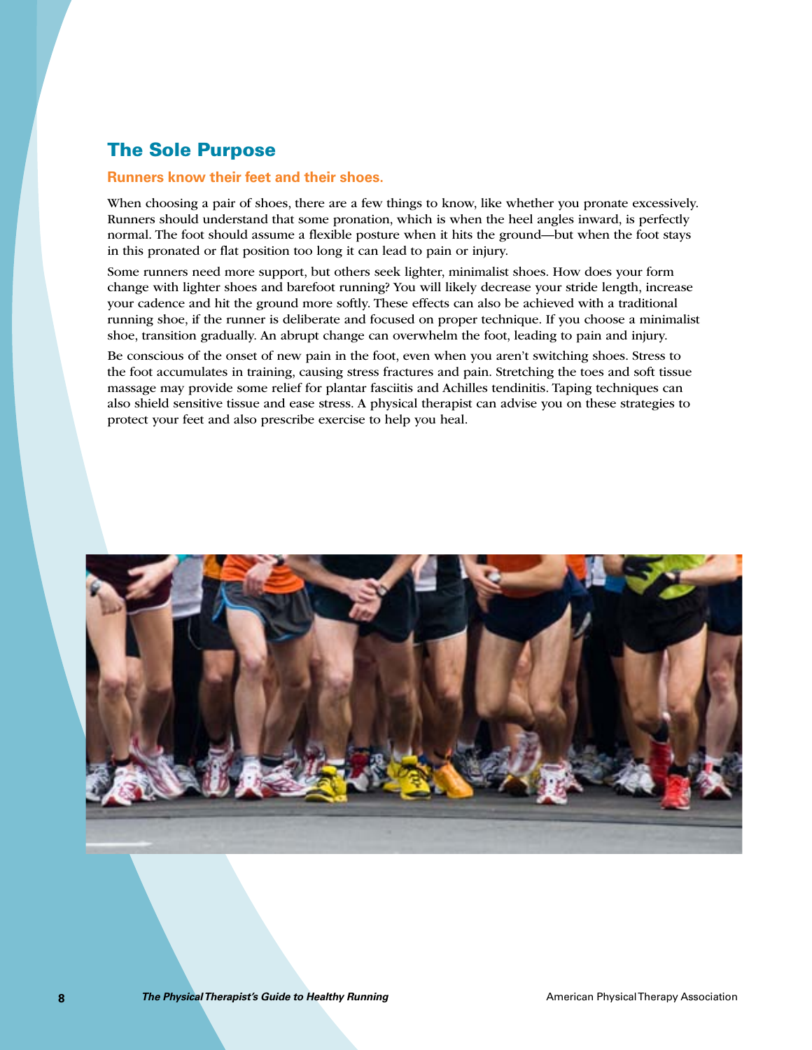## The Sole Purpose

### Runners know their feet and their shoes.

When choosing a pair of shoes, there are a few things to know, like whether you pronate excessively. Runners should understand that some pronation, which is when the heel angles inward, is perfectly normal. The foot should assume a flexible posture when it hits the ground—but when the foot stays in this pronated or flat position too long it can lead to pain or injury.

Some runners need more support, but others seek lighter, minimalist shoes. How does your form change with lighter shoes and barefoot running? You will likely decrease your stride length, increase your cadence and hit the ground more softly. These effects can also be achieved with a traditional running shoe, if the runner is deliberate and focused on proper technique. If you choose a minimalist shoe, transition gradually. An abrupt change can overwhelm the foot, leading to pain and injury.

Be conscious of the onset of new pain in the foot, even when you aren't switching shoes. Stress to the foot accumulates in training, causing stress fractures and pain. Stretching the toes and soft tissue massage may provide some relief for plantar fasciitis and Achilles tendinitis. Taping techniques can also shield sensitive tissue and ease stress. A physical therapist can advise you on these strategies to protect your feet and also prescribe exercise to help you heal.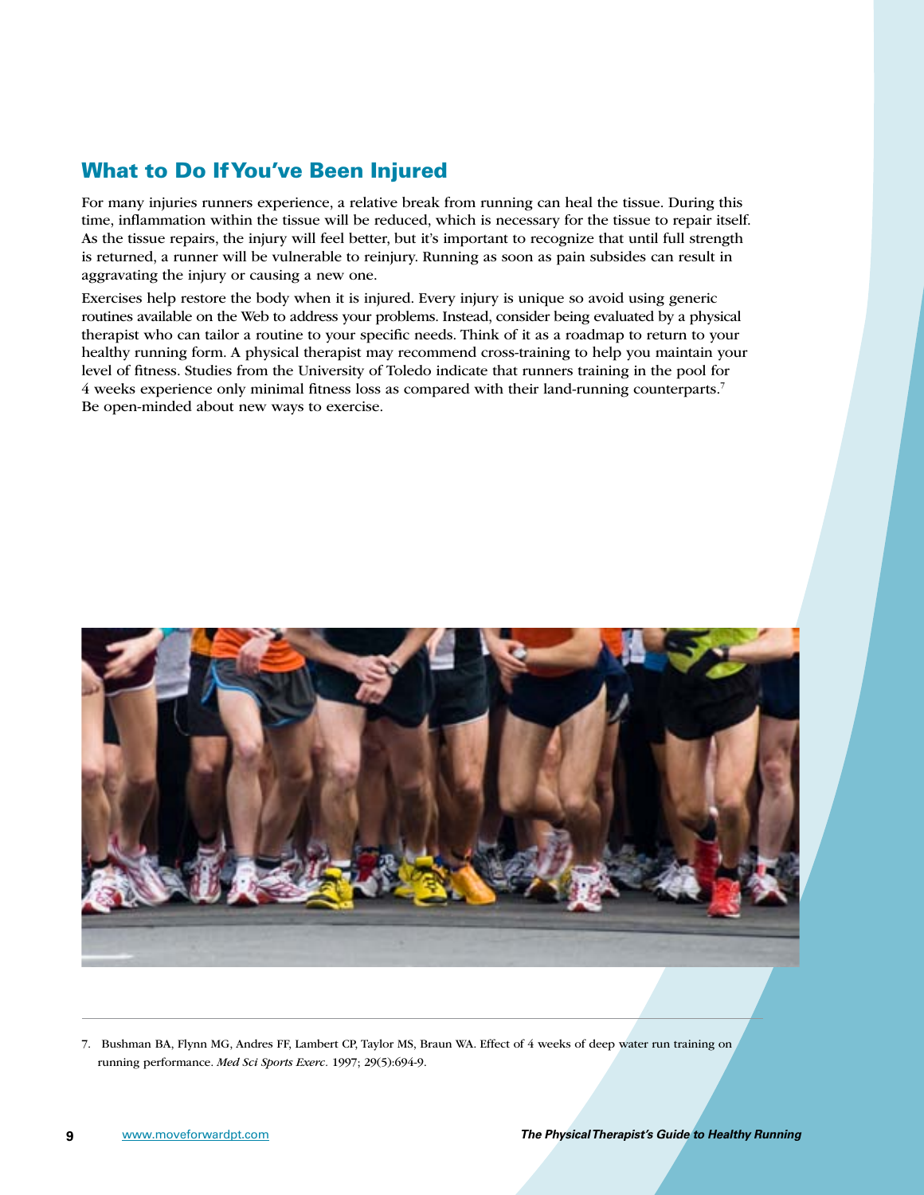## What to Do If You've Been Injured

For many injuries runners experience, a relative break from running can heal the tissue. During this time, inflammation within the tissue will be reduced, which is necessary for the tissue to repair itself. As the tissue repairs, the injury will feel better, but it's important to recognize that until full strength is returned, a runner will be vulnerable to reinjury. Running as soon as pain subsides can result in aggravating the injury or causing a new one.

Exercises help restore the body when it is injured. Every injury is unique so avoid using generic routines available on the Web to address your problems. Instead, consider being evaluated by a physical therapist who can tailor a routine to your specific needs. Think of it as a roadmap to return to your healthy running form. A physical therapist may recommend cross-training to help you maintain your level of fitness. Studies from the University of Toledo indicate that runners training in the pool for 4 weeks experience only minimal fitness loss as compared with their land-running counterparts.[7] Be open-minded about new ways to exercise.

---

7. Bushman BA, Flynn MG, Andres FF, Lambert CP, Taylor MS, Braun WA. Effect of 4 weeks of deep water run training on running performance. *Med Sci Sports Exerc*. 1997; 29(5):694-9.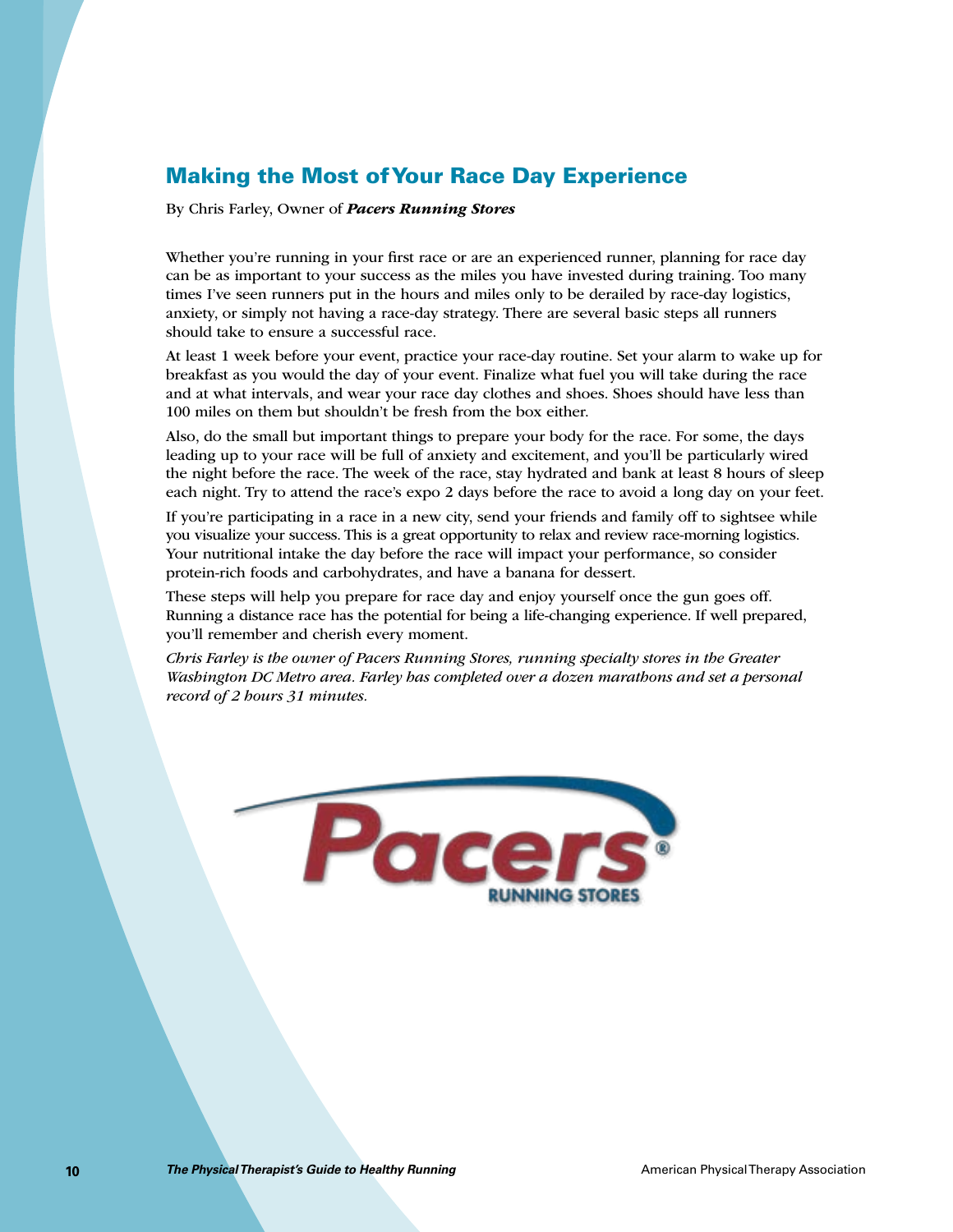## Making the Most of Your Race Day Experience

By Chris Farley, Owner of ***Pacers Running Stores***

Whether you're running in your first race or are an experienced runner, planning for race day can be as important to your success as the miles you have invested during training. Too many times I've seen runners put in the hours and miles only to be derailed by race-day logistics, anxiety, or simply not having a race-day strategy. There are several basic steps all runners should take to ensure a successful race.

At least 1 week before your event, practice your race-day routine. Set your alarm to wake up for breakfast as you would the day of your event. Finalize what fuel you will take during the race and at what intervals, and wear your race day clothes and shoes. Shoes should have less than 100 miles on them but shouldn't be fresh from the box either.

Also, do the small but important things to prepare your body for the race. For some, the days leading up to your race will be full of anxiety and excitement, and you'll be particularly wired the night before the race. The week of the race, stay hydrated and bank at least 8 hours of sleep each night. Try to attend the race's expo 2 days before the race to avoid a long day on your feet.

If you're participating in a race in a new city, send your friends and family off to sightsee while you visualize your success. This is a great opportunity to relax and review race-morning logistics. Your nutritional intake the day before the race will impact your performance, so consider protein-rich foods and carbohydrates, and have a banana for dessert.

These steps will help you prepare for race day and enjoy yourself once the gun goes off. Running a distance race has the potential for being a life-changing experience. If well prepared, you'll remember and cherish every moment.

*Chris Farley is the owner of Pacers Running Stores, running specialty stores in the Greater Washington DC Metro area. Farley has completed over a dozen marathons and set a personal record of 2 hours 31 minutes.*

Pacers® RUNNING STORES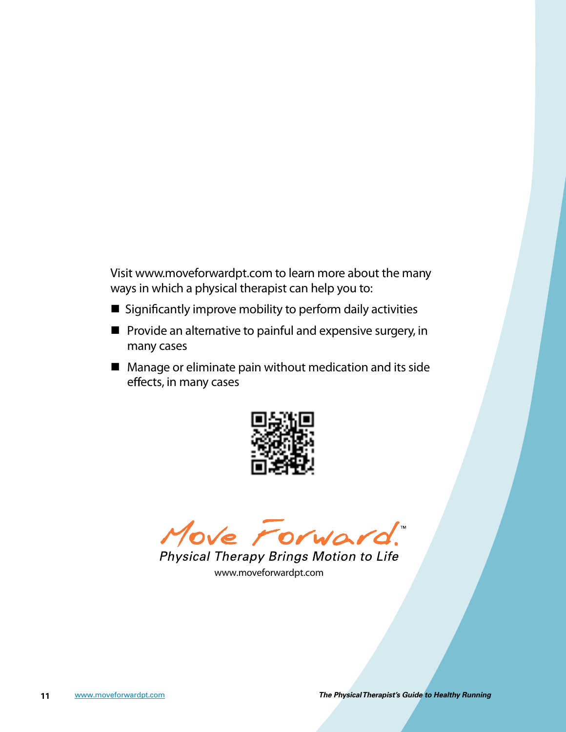Visit www.moveforwardpt.com to learn more about the many ways in which a physical therapist can help you to:

- Significantly improve mobility to perform daily activities
- Provide an alternative to painful and expensive surgery, in many cases
- Manage or eliminate pain without medication and its side effects, in many cases

Move Forward.™

Physical Therapy Brings Motion to Life

www.moveforwardpt.com